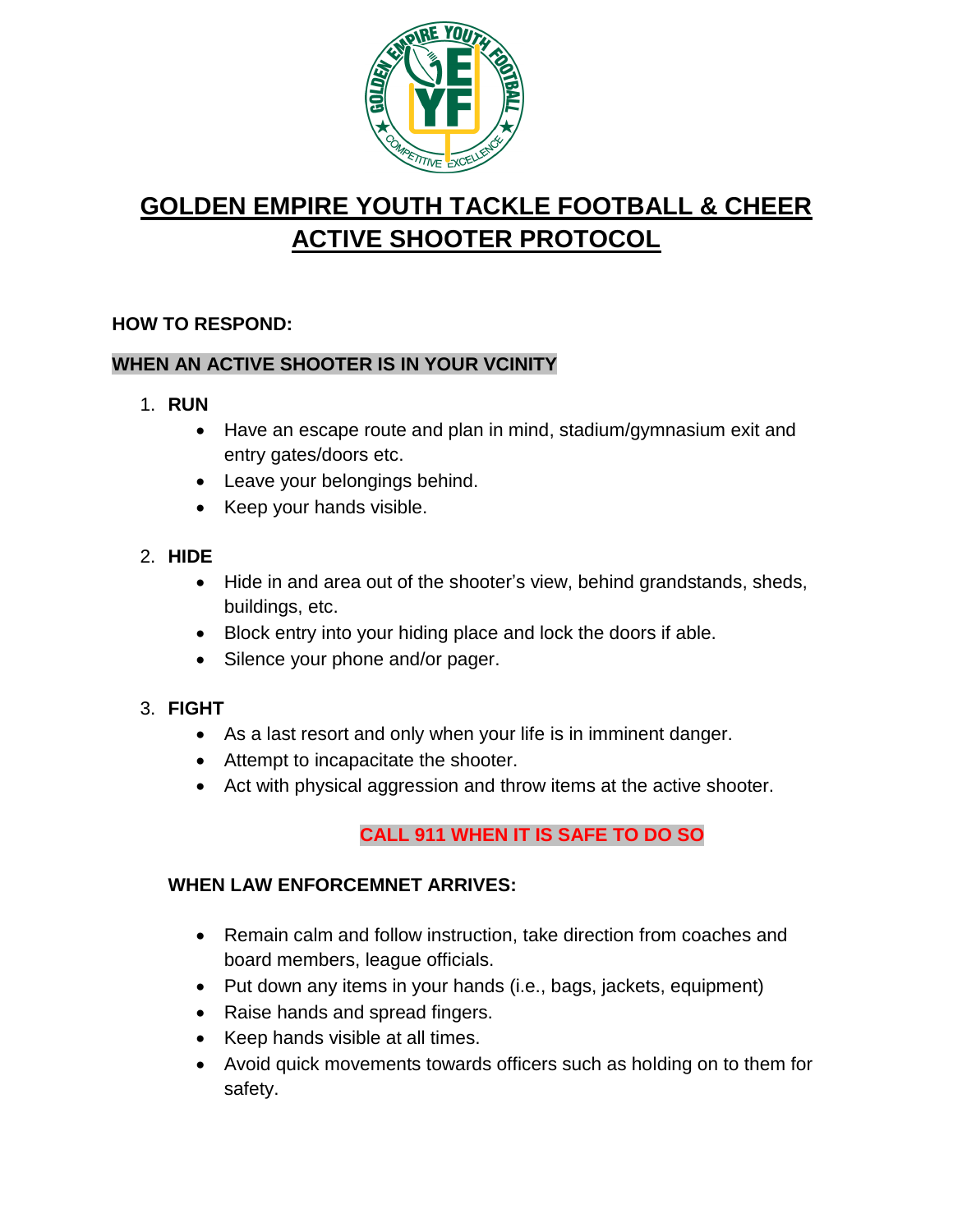# GOLDEN EMPIRE YOUTH TACKLE FOOTBALL & CHEER ACTIVE SHOOTER PROTOCOL

**HOW TO RESPOND:**

**WHEN AN ACTIVE SHOOTER IS IN YOUR VCINITY**

1. **RUN**
   - Have an escape route and plan in mind, stadium/gymnasium exit and entry gates/doors etc.
   - Leave your belongings behind.
   - Keep your hands visible.

2. **HIDE**
   - Hide in and area out of the shooter's view, behind grandstands, sheds, buildings, etc.
   - Block entry into your hiding place and lock the doors if able.
   - Silence your phone and/or pager.

3. **FIGHT**
   - As a last resort and only when your life is in imminent danger.
   - Attempt to incapacitate the shooter.
   - Act with physical aggression and throw items at the active shooter.

**CALL 911 WHEN IT IS SAFE TO DO SO**

**WHEN LAW ENFORCEMNET ARRIVES:**

- Remain calm and follow instruction, take direction from coaches and board members, league officials.
- Put down any items in your hands (i.e., bags, jackets, equipment)
- Raise hands and spread fingers.
- Keep hands visible at all times.
- Avoid quick movements towards officers such as holding on to them for safety.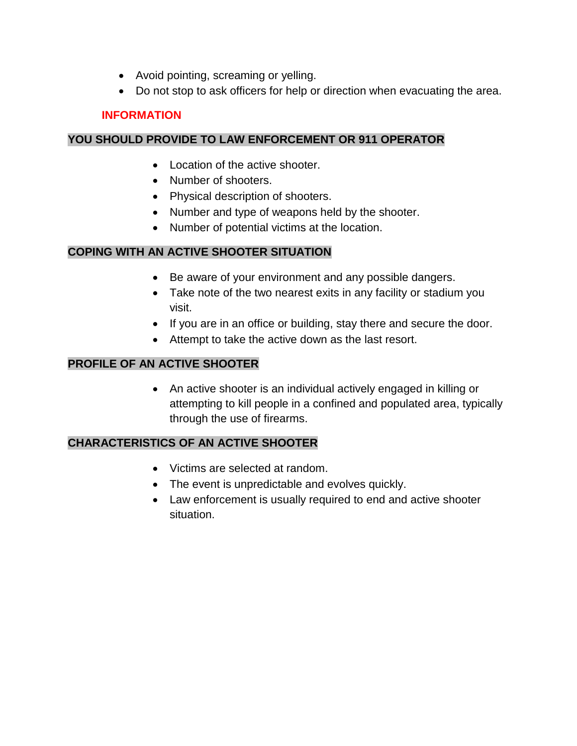- Avoid pointing, screaming or yelling.
- Do not stop to ask officers for help or direction when evacuating the area.

## INFORMATION

## YOU SHOULD PROVIDE TO LAW ENFORCEMENT OR 911 OPERATOR

- Location of the active shooter.
- Number of shooters.
- Physical description of shooters.
- Number and type of weapons held by the shooter.
- Number of potential victims at the location.

## COPING WITH AN ACTIVE SHOOTER SITUATION

- Be aware of your environment and any possible dangers.
- Take note of the two nearest exits in any facility or stadium you visit.
- If you are in an office or building, stay there and secure the door.
- Attempt to take the active down as the last resort.

## PROFILE OF AN ACTIVE SHOOTER

- An active shooter is an individual actively engaged in killing or attempting to kill people in a confined and populated area, typically through the use of firearms.

## CHARACTERISTICS OF AN ACTIVE SHOOTER

- Victims are selected at random.
- The event is unpredictable and evolves quickly.
- Law enforcement is usually required to end and active shooter situation.